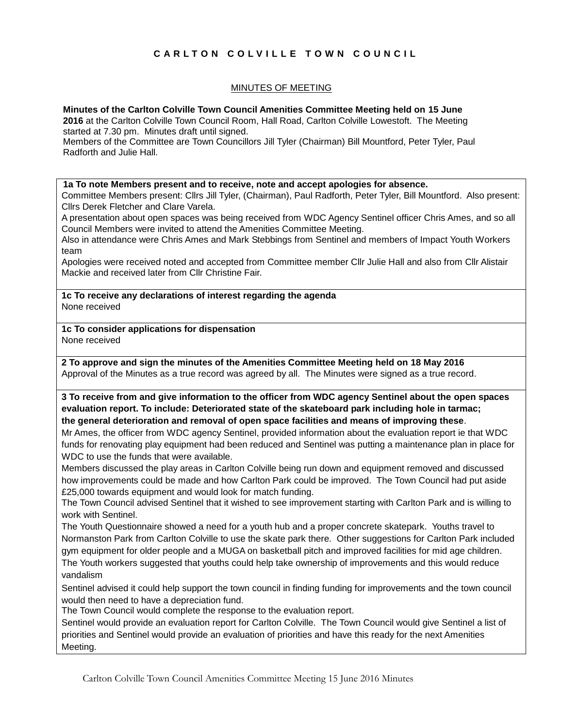# C A R L T O N  C O L V I L L E  T O W N  C O U N C I L

MINUTES OF MEETING

**Minutes of the Carlton Colville Town Council Amenities Committee Meeting held on 15 June 2016** at the Carlton Colville Town Council Room, Hall Road, Carlton Colville Lowestoft. The Meeting started at 7.30 pm. Minutes draft until signed.
Members of the Committee are Town Councillors Jill Tyler (Chairman) Bill Mountford, Peter Tyler, Paul Radforth and Julie Hall.

**1a To note Members present and to receive, note and accept apologies for absence.**
Committee Members present: Cllrs Jill Tyler, (Chairman), Paul Radforth, Peter Tyler, Bill Mountford. Also present: Cllrs Derek Fletcher and Clare Varela.
A presentation about open spaces was being received from WDC Agency Sentinel officer Chris Ames, and so all Council Members were invited to attend the Amenities Committee Meeting.
Also in attendance were Chris Ames and Mark Stebbings from Sentinel and members of Impact Youth Workers team
Apologies were received noted and accepted from Committee member Cllr Julie Hall and also from Cllr Alistair Mackie and received later from Cllr Christine Fair.

**1c To receive any declarations of interest regarding the agenda**
None received

**1c To consider applications for dispensation**
None received

**2 To approve and sign the minutes of the Amenities Committee Meeting held on 18 May 2016**
Approval of the Minutes as a true record was agreed by all. The Minutes were signed as a true record.

**3 To receive from and give information to the officer from WDC agency Sentinel about the open spaces evaluation report. To include: Deteriorated state of the skateboard park including hole in tarmac; the general deterioration and removal of open space facilities and means of improving these**.
Mr Ames, the officer from WDC agency Sentinel, provided information about the evaluation report ie that WDC funds for renovating play equipment had been reduced and Sentinel was putting a maintenance plan in place for WDC to use the funds that were available.
Members discussed the play areas in Carlton Colville being run down and equipment removed and discussed how improvements could be made and how Carlton Park could be improved. The Town Council had put aside £25,000 towards equipment and would look for match funding.
The Town Council advised Sentinel that it wished to see improvement starting with Carlton Park and is willing to work with Sentinel.
The Youth Questionnaire showed a need for a youth hub and a proper concrete skatepark. Youths travel to Normanston Park from Carlton Colville to use the skate park there. Other suggestions for Carlton Park included gym equipment for older people and a MUGA on basketball pitch and improved facilities for mid age children.
The Youth workers suggested that youths could help take ownership of improvements and this would reduce vandalism
Sentinel advised it could help support the town council in finding funding for improvements and the town council would then need to have a depreciation fund.
The Town Council would complete the response to the evaluation report.
Sentinel would provide an evaluation report for Carlton Colville. The Town Council would give Sentinel a list of priorities and Sentinel would provide an evaluation of priorities and have this ready for the next Amenities Meeting.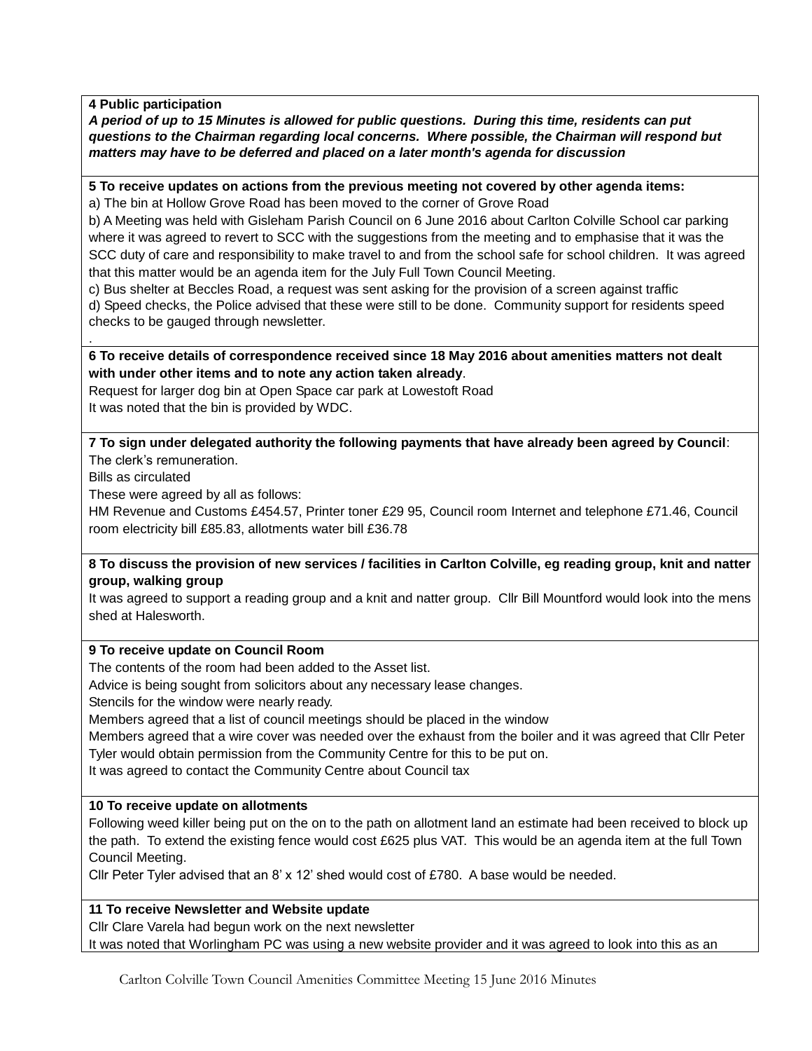**4 Public participation**

***A period of up to 15 Minutes is allowed for public questions. During this time, residents can put questions to the Chairman regarding local concerns. Where possible, the Chairman will respond but matters may have to be deferred and placed on a later month's agenda for discussion***

**5 To receive updates on actions from the previous meeting not covered by other agenda items:**

a) The bin at Hollow Grove Road has been moved to the corner of Grove Road

b) A Meeting was held with Gisleham Parish Council on 6 June 2016 about Carlton Colville School car parking where it was agreed to revert to SCC with the suggestions from the meeting and to emphasise that it was the SCC duty of care and responsibility to make travel to and from the school safe for school children. It was agreed that this matter would be an agenda item for the July Full Town Council Meeting.

c) Bus shelter at Beccles Road, a request was sent asking for the provision of a screen against traffic

d) Speed checks, the Police advised that these were still to be done. Community support for residents speed checks to be gauged through newsletter.

.

**6 To receive details of correspondence received since 18 May 2016 about amenities matters not dealt with under other items and to note any action taken already**.

Request for larger dog bin at Open Space car park at Lowestoft Road

It was noted that the bin is provided by WDC.

**7 To sign under delegated authority the following payments that have already been agreed by Council**:

The clerk's remuneration.

Bills as circulated

These were agreed by all as follows:

HM Revenue and Customs £454.57, Printer toner £29 95, Council room Internet and telephone £71.46, Council room electricity bill £85.83, allotments water bill £36.78

**8 To discuss the provision of new services / facilities in Carlton Colville, eg reading group, knit and natter group, walking group**

It was agreed to support a reading group and a knit and natter group. Cllr Bill Mountford would look into the mens shed at Halesworth.

**9 To receive update on Council Room**

The contents of the room had been added to the Asset list.

Advice is being sought from solicitors about any necessary lease changes.

Stencils for the window were nearly ready.

Members agreed that a list of council meetings should be placed in the window

Members agreed that a wire cover was needed over the exhaust from the boiler and it was agreed that Cllr Peter Tyler would obtain permission from the Community Centre for this to be put on.

It was agreed to contact the Community Centre about Council tax

**10 To receive update on allotments**

Following weed killer being put on the on to the path on allotment land an estimate had been received to block up the path. To extend the existing fence would cost £625 plus VAT. This would be an agenda item at the full Town Council Meeting.

Cllr Peter Tyler advised that an 8' x 12' shed would cost of £780. A base would be needed.

**11 To receive Newsletter and Website update**

Cllr Clare Varela had begun work on the next newsletter

It was noted that Worlingham PC was using a new website provider and it was agreed to look into this as an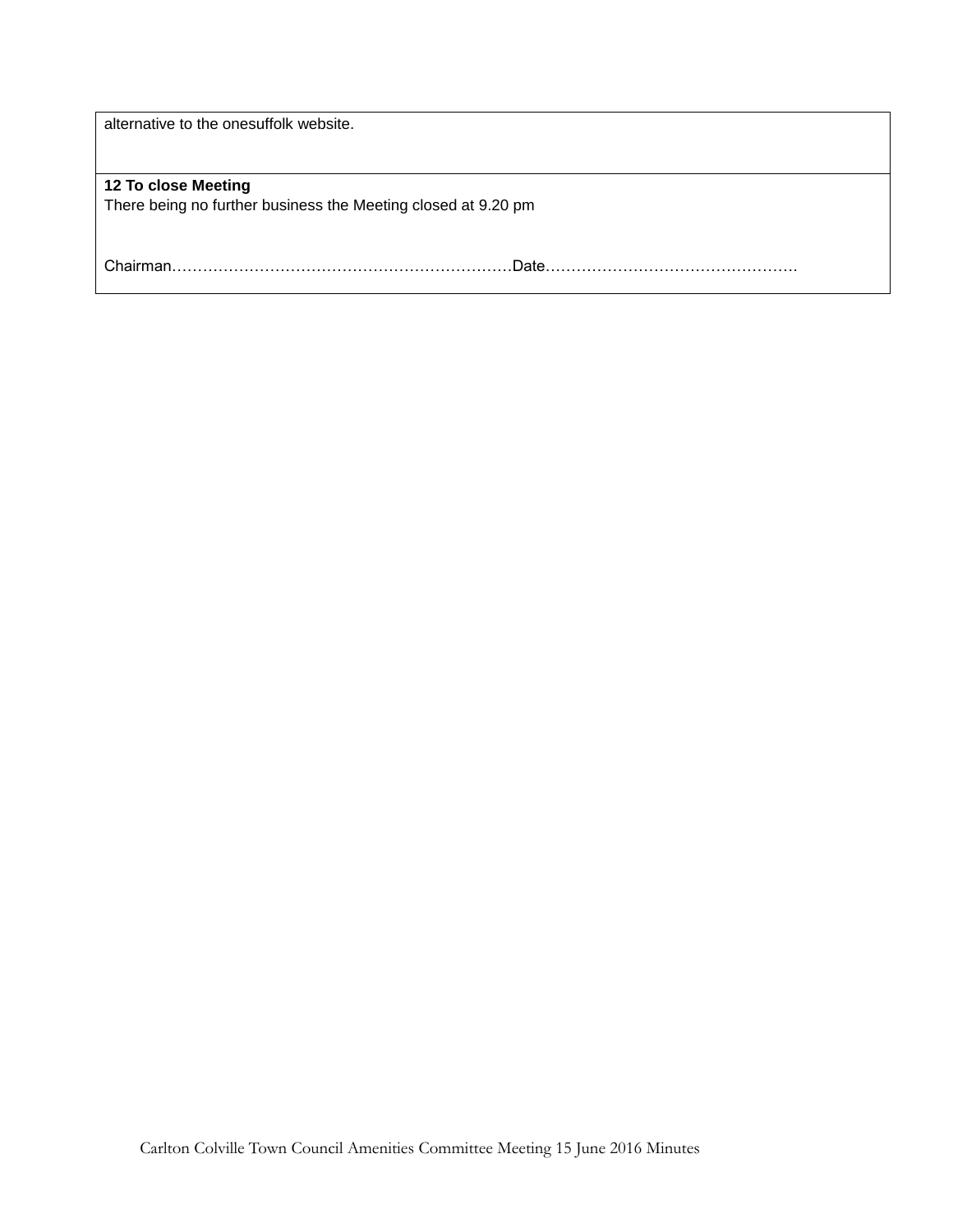alternative to the onesuffolk website.

**12 To close Meeting**
There being no further business the Meeting closed at 9.20 pm

Chairman…………………………………………………………Date…………………………………………